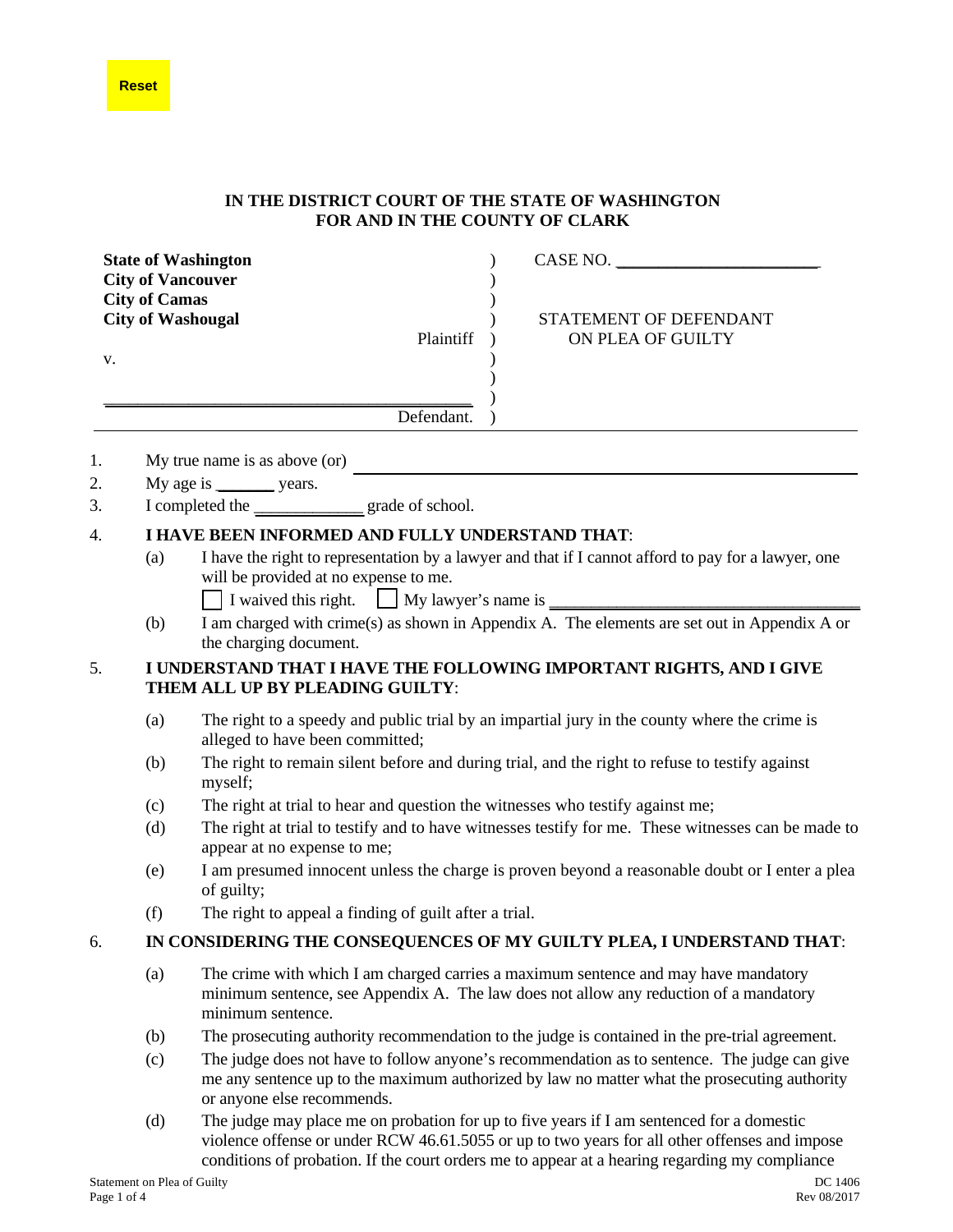Reset

**IN THE DISTRICT COURT OF THE STATE OF WASHINGTON**
**FOR AND IN THE COUNTY OF CLARK**

| | | |
|---|---|---|
| **State of Washington** | ) | CASE NO. ______________________ |
| **City of Vancouver** | ) | |
| **City of Camas** | ) | |
| **City of Washougal** | ) | STATEMENT OF DEFENDANT |
| Plaintiff | ) | ON PLEA OF GUILTY |
| v. | ) | |
| | ) | |
| ________________________________________ | ) | |
| Defendant. | ) | |

1. My true name is as above (or) ________________________________________
2. My age is _______ years.
3. I completed the ____________ grade of school.

4. **I HAVE BEEN INFORMED AND FULLY UNDERSTAND THAT**:
   (a) I have the right to representation by a lawyer and that if I cannot afford to pay for a lawyer, one will be provided at no expense to me.
   ☐ I waived this right. ☐ My lawyer's name is ________________________________
   (b) I am charged with crime(s) as shown in Appendix A. The elements are set out in Appendix A or the charging document.

5. **I UNDERSTAND THAT I HAVE THE FOLLOWING IMPORTANT RIGHTS, AND I GIVE THEM ALL UP BY PLEADING GUILTY**:
   (a) The right to a speedy and public trial by an impartial jury in the county where the crime is alleged to have been committed;
   (b) The right to remain silent before and during trial, and the right to refuse to testify against myself;
   (c) The right at trial to hear and question the witnesses who testify against me;
   (d) The right at trial to testify and to have witnesses testify for me. These witnesses can be made to appear at no expense to me;
   (e) I am presumed innocent unless the charge is proven beyond a reasonable doubt or I enter a plea of guilty;
   (f) The right to appeal a finding of guilt after a trial.

6. **IN CONSIDERING THE CONSEQUENCES OF MY GUILTY PLEA, I UNDERSTAND THAT**:
   (a) The crime with which I am charged carries a maximum sentence and may have mandatory minimum sentence, see Appendix A. The law does not allow any reduction of a mandatory minimum sentence.
   (b) The prosecuting authority recommendation to the judge is contained in the pre-trial agreement.
   (c) The judge does not have to follow anyone's recommendation as to sentence. The judge can give me any sentence up to the maximum authorized by law no matter what the prosecuting authority or anyone else recommends.
   (d) The judge may place me on probation for up to five years if I am sentenced for a domestic violence offense or under RCW 46.61.5055 or up to two years for all other offenses and impose conditions of probation. If the court orders me to appear at a hearing regarding my compliance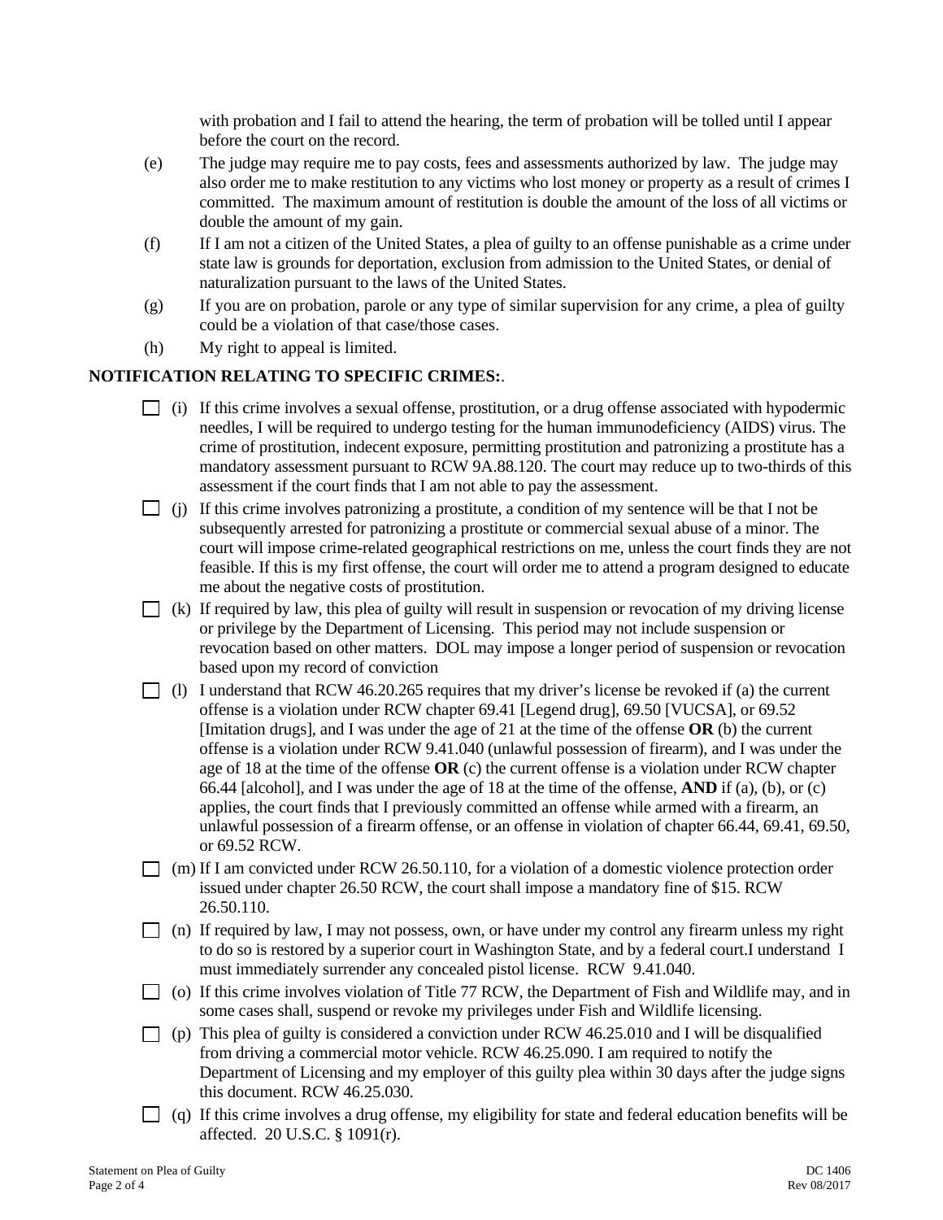with probation and I fail to attend the hearing, the term of probation will be tolled until I appear before the court on the record.

(e) The judge may require me to pay costs, fees and assessments authorized by law. The judge may also order me to make restitution to any victims who lost money or property as a result of crimes I committed. The maximum amount of restitution is double the amount of the loss of all victims or double the amount of my gain.

(f) If I am not a citizen of the United States, a plea of guilty to an offense punishable as a crime under state law is grounds for deportation, exclusion from admission to the United States, or denial of naturalization pursuant to the laws of the United States.

(g) If you are on probation, parole or any type of similar supervision for any crime, a plea of guilty could be a violation of that case/those cases.

(h) My right to appeal is limited.

**NOTIFICATION RELATING TO SPECIFIC CRIMES:**.

☐ (i) If this crime involves a sexual offense, prostitution, or a drug offense associated with hypodermic needles, I will be required to undergo testing for the human immunodeficiency (AIDS) virus. The crime of prostitution, indecent exposure, permitting prostitution and patronizing a prostitute has a mandatory assessment pursuant to RCW 9A.88.120. The court may reduce up to two-thirds of this assessment if the court finds that I am not able to pay the assessment.

☐ (j) If this crime involves patronizing a prostitute, a condition of my sentence will be that I not be subsequently arrested for patronizing a prostitute or commercial sexual abuse of a minor. The court will impose crime-related geographical restrictions on me, unless the court finds they are not feasible. If this is my first offense, the court will order me to attend a program designed to educate me about the negative costs of prostitution.

☐ (k) If required by law, this plea of guilty will result in suspension or revocation of my driving license or privilege by the Department of Licensing. This period may not include suspension or revocation based on other matters. DOL may impose a longer period of suspension or revocation based upon my record of conviction

☐ (l) I understand that RCW 46.20.265 requires that my driver's license be revoked if (a) the current offense is a violation under RCW chapter 69.41 [Legend drug], 69.50 [VUCSA], or 69.52 [Imitation drugs], and I was under the age of 21 at the time of the offense **OR** (b) the current offense is a violation under RCW 9.41.040 (unlawful possession of firearm), and I was under the age of 18 at the time of the offense **OR** (c) the current offense is a violation under RCW chapter 66.44 [alcohol], and I was under the age of 18 at the time of the offense, **AND** if (a), (b), or (c) applies, the court finds that I previously committed an offense while armed with a firearm, an unlawful possession of a firearm offense, or an offense in violation of chapter 66.44, 69.41, 69.50, or 69.52 RCW.

☐ (m) If I am convicted under RCW 26.50.110, for a violation of a domestic violence protection order issued under chapter 26.50 RCW, the court shall impose a mandatory fine of $15. RCW 26.50.110.

☐ (n) If required by law, I may not possess, own, or have under my control any firearm unless my right to do so is restored by a superior court in Washington State, and by a federal court.I understand I must immediately surrender any concealed pistol license. RCW 9.41.040.

☐ (o) If this crime involves violation of Title 77 RCW, the Department of Fish and Wildlife may, and in some cases shall, suspend or revoke my privileges under Fish and Wildlife licensing.

☐ (p) This plea of guilty is considered a conviction under RCW 46.25.010 and I will be disqualified from driving a commercial motor vehicle. RCW 46.25.090. I am required to notify the Department of Licensing and my employer of this guilty plea within 30 days after the judge signs this document. RCW 46.25.030.

☐ (q) If this crime involves a drug offense, my eligibility for state and federal education benefits will be affected. 20 U.S.C. § 1091(r).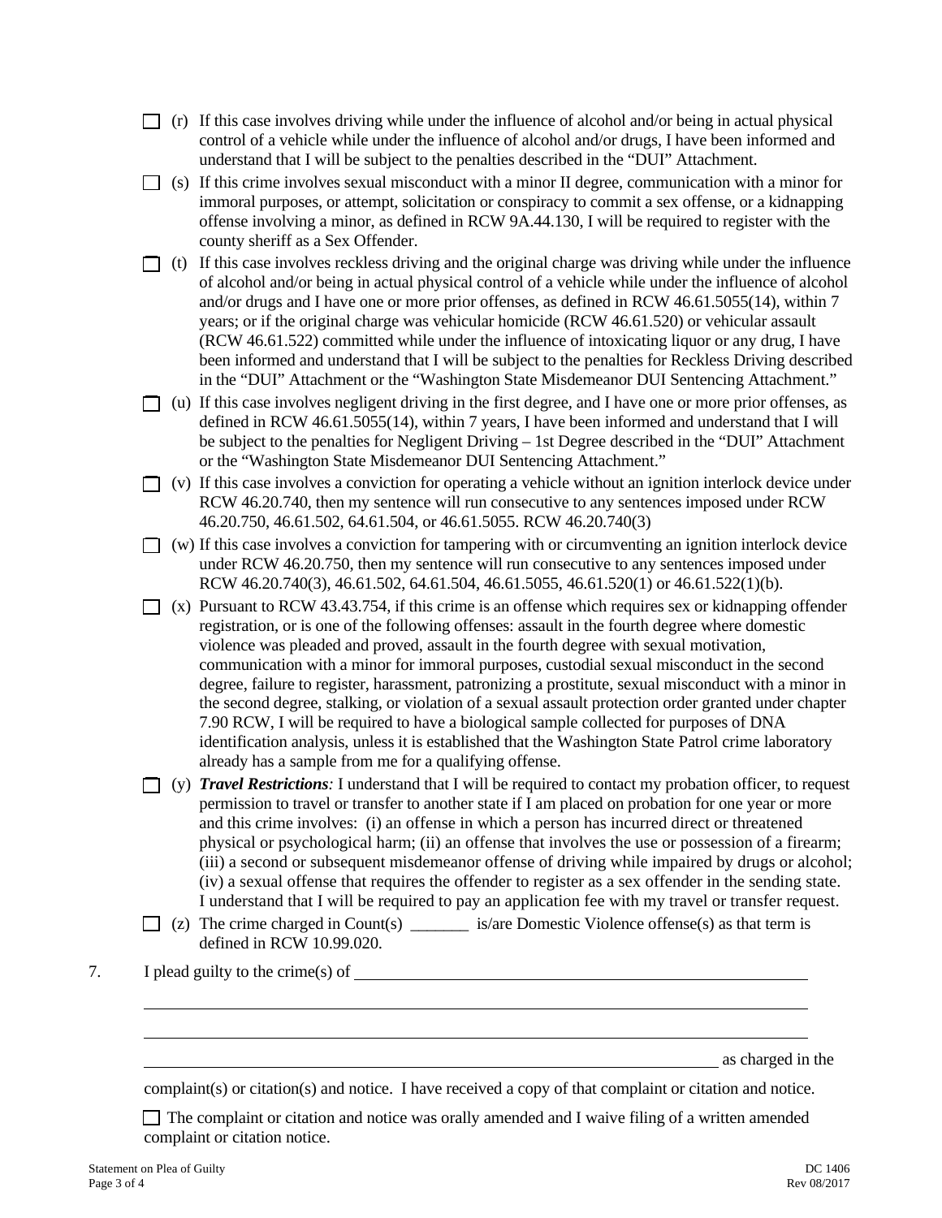- ☐ (r) If this case involves driving while under the influence of alcohol and/or being in actual physical control of a vehicle while under the influence of alcohol and/or drugs, I have been informed and understand that I will be subject to the penalties described in the "DUI" Attachment.
- ☐ (s) If this crime involves sexual misconduct with a minor II degree, communication with a minor for immoral purposes, or attempt, solicitation or conspiracy to commit a sex offense, or a kidnapping offense involving a minor, as defined in RCW 9A.44.130, I will be required to register with the county sheriff as a Sex Offender.
- ☐ (t) If this case involves reckless driving and the original charge was driving while under the influence of alcohol and/or being in actual physical control of a vehicle while under the influence of alcohol and/or drugs and I have one or more prior offenses, as defined in RCW 46.61.5055(14), within 7 years; or if the original charge was vehicular homicide (RCW 46.61.520) or vehicular assault (RCW 46.61.522) committed while under the influence of intoxicating liquor or any drug, I have been informed and understand that I will be subject to the penalties for Reckless Driving described in the "DUI" Attachment or the "Washington State Misdemeanor DUI Sentencing Attachment."
- ☐ (u) If this case involves negligent driving in the first degree, and I have one or more prior offenses, as defined in RCW 46.61.5055(14), within 7 years, I have been informed and understand that I will be subject to the penalties for Negligent Driving – 1st Degree described in the "DUI" Attachment or the "Washington State Misdemeanor DUI Sentencing Attachment."
- ☐ (v) If this case involves a conviction for operating a vehicle without an ignition interlock device under RCW 46.20.740, then my sentence will run consecutive to any sentences imposed under RCW 46.20.750, 46.61.502, 64.61.504, or 46.61.5055. RCW 46.20.740(3)
- ☐ (w) If this case involves a conviction for tampering with or circumventing an ignition interlock device under RCW 46.20.750, then my sentence will run consecutive to any sentences imposed under RCW 46.20.740(3), 46.61.502, 64.61.504, 46.61.5055, 46.61.520(1) or 46.61.522(1)(b).
- ☐ (x) Pursuant to RCW 43.43.754, if this crime is an offense which requires sex or kidnapping offender registration, or is one of the following offenses: assault in the fourth degree where domestic violence was pleaded and proved, assault in the fourth degree with sexual motivation, communication with a minor for immoral purposes, custodial sexual misconduct in the second degree, failure to register, harassment, patronizing a prostitute, sexual misconduct with a minor in the second degree, stalking, or violation of a sexual assault protection order granted under chapter 7.90 RCW, I will be required to have a biological sample collected for purposes of DNA identification analysis, unless it is established that the Washington State Patrol crime laboratory already has a sample from me for a qualifying offense.
- ☐ (y) ***Travel Restrictions****:* I understand that I will be required to contact my probation officer, to request permission to travel or transfer to another state if I am placed on probation for one year or more and this crime involves: (i) an offense in which a person has incurred direct or threatened physical or psychological harm; (ii) an offense that involves the use or possession of a firearm; (iii) a second or subsequent misdemeanor offense of driving while impaired by drugs or alcohol; (iv) a sexual offense that requires the offender to register as a sex offender in the sending state. I understand that I will be required to pay an application fee with my travel or transfer request.
- ☐ (z) The crime charged in Count(s) _______ is/are Domestic Violence offense(s) as that term is defined in RCW 10.99.020.

7. I plead guilty to the crime(s) of ____________________________________________

____________________________________________________________

____________________________________________________________

____________________________________________________________ as charged in the complaint(s) or citation(s) and notice. I have received a copy of that complaint or citation and notice.

☐ The complaint or citation and notice was orally amended and I waive filing of a written amended complaint or citation notice.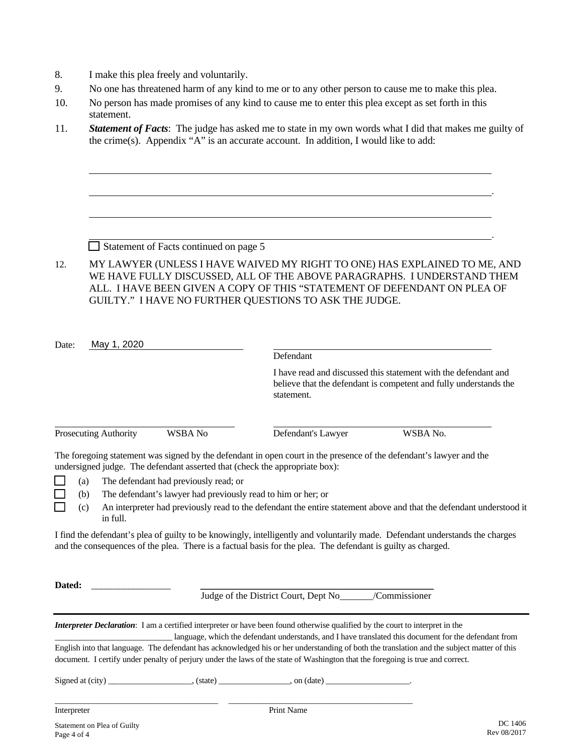8. I make this plea freely and voluntarily.
9. No one has threatened harm of any kind to me or to any other person to cause me to make this plea.
10. No person has made promises of any kind to cause me to enter this plea except as set forth in this statement.
11. ***Statement of Facts***: The judge has asked me to state in my own words what I did that makes me guilty of the crime(s). Appendix "A" is an accurate account. In addition, I would like to add:

____________________________________________________________

____________________________________________________________.

____________________________________________________________

____________________________________________________________.

☐ Statement of Facts continued on page 5

12. MY LAWYER (UNLESS I HAVE WAIVED MY RIGHT TO ONE) HAS EXPLAINED TO ME, AND WE HAVE FULLY DISCUSSED, ALL OF THE ABOVE PARAGRAPHS. I UNDERSTAND THEM ALL. I HAVE BEEN GIVEN A COPY OF THIS "STATEMENT OF DEFENDANT ON PLEA OF GUILTY." I HAVE NO FURTHER QUESTIONS TO ASK THE JUDGE.

Date: May 1, 2020 ____________________

Defendant

I have read and discussed this statement with the defendant and believe that the defendant is competent and fully understands the statement.

____________________________________
Prosecuting Authority WSBA No

____________________________________
Defendant's Lawyer WSBA No.

The foregoing statement was signed by the defendant in open court in the presence of the defendant's lawyer and the undersigned judge. The defendant asserted that (check the appropriate box):

☐ (a) The defendant had previously read; or

☐ (b) The defendant's lawyer had previously read to him or her; or

☐ (c) An interpreter had previously read to the defendant the entire statement above and that the defendant understood it in full.

I find the defendant's plea of guilty to be knowingly, intelligently and voluntarily made. Defendant understands the charges and the consequences of the plea. There is a factual basis for the plea. The defendant is guilty as charged.

**Dated:** ________________

____________________________________
Judge of the District Court, Dept No_______/Commissioner

***Interpreter Declaration***: I am a certified interpreter or have been found otherwise qualified by the court to interpret in the ___________________________ language, which the defendant understands, and I have translated this document for the defendant from English into that language. The defendant has acknowledged his or her understanding of both the translation and the subject matter of this document. I certify under penalty of perjury under the laws of the state of Washington that the foregoing is true and correct.

Signed at (city) ___________________, (state) ________________, on (date) ___________________.

______________________________________ ____________________________________________
Interpreter Print Name

Statement on Plea of Guilty

DC 1406
Rev 08/2017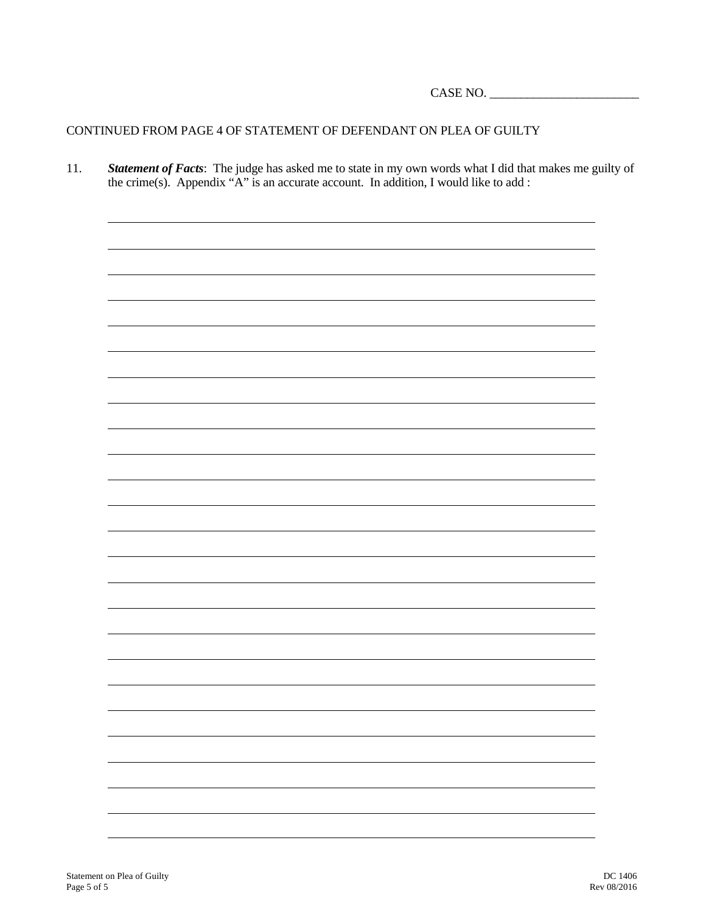CASE NO. ________________________

CONTINUED FROM PAGE 4 OF STATEMENT OF DEFENDANT ON PLEA OF GUILTY

11. ***Statement of Facts***: The judge has asked me to state in my own words what I did that makes me guilty of the crime(s). Appendix "A" is an accurate account. In addition, I would like to add :

___________________________________________________________________________

___________________________________________________________________________

___________________________________________________________________________

___________________________________________________________________________

___________________________________________________________________________

___________________________________________________________________________

___________________________________________________________________________

___________________________________________________________________________

___________________________________________________________________________

___________________________________________________________________________

___________________________________________________________________________

___________________________________________________________________________

___________________________________________________________________________

___________________________________________________________________________

___________________________________________________________________________

___________________________________________________________________________

___________________________________________________________________________

___________________________________________________________________________

___________________________________________________________________________

___________________________________________________________________________

___________________________________________________________________________

___________________________________________________________________________

___________________________________________________________________________

___________________________________________________________________________

Statement on Plea of Guilty

DC 1406
Rev 08/2016